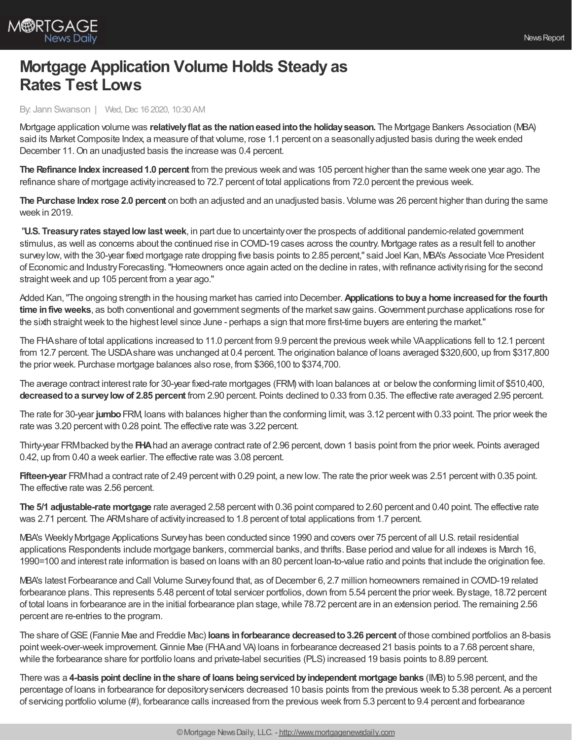# Mortgage Application Volume Holds Steady as Rates Test Lows

By: Jann Swanson | Wed, Dec 16 2020, 10:30 AM

Mortgage application volume was **relatively flat as the nation eased into the holiday season.** The Mortgage Bankers Association (MBA) said its Market Composite Index, a measure of that volume, rose 1.1 percent on a seasonally adjusted basis during the week ended December 11. On an unadjusted basis the increase was 0.4 percent.

**The Refinance Index increased 1.0 percent** from the previous week and was 105 percent higher than the same week one year ago. The refinance share of mortgage activity increased to 72.7 percent of total applications from 72.0 percent the previous week.

**The Purchase Index rose 2.0 percent** on both an adjusted and an unadjusted basis. Volume was 26 percent higher than during the same week in 2019.

"**U.S. Treasury rates stayed low last week**, in part due to uncertainty over the prospects of additional pandemic-related government stimulus, as well as concerns about the continued rise in COVID-19 cases across the country. Mortgage rates as a result fell to another survey low, with the 30-year fixed mortgage rate dropping five basis points to 2.85 percent," said Joel Kan, MBA's Associate Vice President of Economic and Industry Forecasting. "Homeowners once again acted on the decline in rates, with refinance activity rising for the second straight week and up 105 percent from a year ago."

Added Kan, "The ongoing strength in the housing market has carried into December. **Applications to buy a home increased for the fourth time in five weeks**, as both conventional and government segments of the market saw gains. Government purchase applications rose for the sixth straight week to the highest level since June - perhaps a sign that more first-time buyers are entering the market."

The FHA share of total applications increased to 11.0 percent from 9.9 percent the previous week while VA applications fell to 12.1 percent from 12.7 percent. The USDA share was unchanged at 0.4 percent. The origination balance of loans averaged $320,600, up from $317,800 the prior week. Purchase mortgage balances also rose, from $366,100 to $374,700.

The average contract interest rate for 30-year fixed-rate mortgages (FRM) with loan balances at or below the conforming limit of $510,400, **decreased to a survey low of 2.85 percent** from 2.90 percent. Points declined to 0.33 from 0.35. The effective rate averaged 2.95 percent.

The rate for 30-year **jumbo** FRM, loans with balances higher than the conforming limit, was 3.12 percent with 0.33 point. The prior week the rate was 3.20 percent with 0.28 point. The effective rate was 3.22 percent.

Thirty-year FRM backed by the **FHA** had an average contract rate of 2.96 percent, down 1 basis point from the prior week. Points averaged 0.42, up from 0.40 a week earlier. The effective rate was 3.08 percent.

**Fifteen-year** FRM had a contract rate of 2.49 percent with 0.29 point, a new low. The rate the prior week was 2.51 percent with 0.35 point. The effective rate was 2.56 percent.

**The 5/1 adjustable-rate mortgage** rate averaged 2.58 percent with 0.36 point compared to 2.60 percent and 0.40 point. The effective rate was 2.71 percent. The ARM share of activity increased to 1.8 percent of total applications from 1.7 percent.

MBA's Weekly Mortgage Applications Survey has been conducted since 1990 and covers over 75 percent of all U.S. retail residential applications Respondents include mortgage bankers, commercial banks, and thrifts. Base period and value for all indexes is March 16, 1990=100 and interest rate information is based on loans with an 80 percent loan-to-value ratio and points that include the origination fee.

MBA's latest Forbearance and Call Volume Survey found that, as of December 6, 2.7 million homeowners remained in COVID-19 related forbearance plans. This represents 5.48 percent of total servicer portfolios, down from 5.54 percent the prior week. By stage, 18.72 percent of total loans in forbearance are in the initial forbearance plan stage, while 78.72 percent are in an extension period. The remaining 2.56 percent are re-entries to the program.

The share of GSE (Fannie Mae and Freddie Mac) **loans in forbearance decreased to 3.26 percent** of those combined portfolios an 8-basis point week-over-week improvement. Ginnie Mae (FHA and VA) loans in forbearance decreased 21 basis points to a 7.68 percent share, while the forbearance share for portfolio loans and private-label securities (PLS) increased 19 basis points to 8.89 percent.

There was a **4-basis point decline in the share of loans being serviced by independent mortgage banks** (IMB) to 5.98 percent, and the percentage of loans in forbearance for depository servicers decreased 10 basis points from the previous week to 5.38 percent. As a percent of servicing portfolio volume (#), forbearance calls increased from the previous week from 5.3 percent to 9.4 percent and forbearance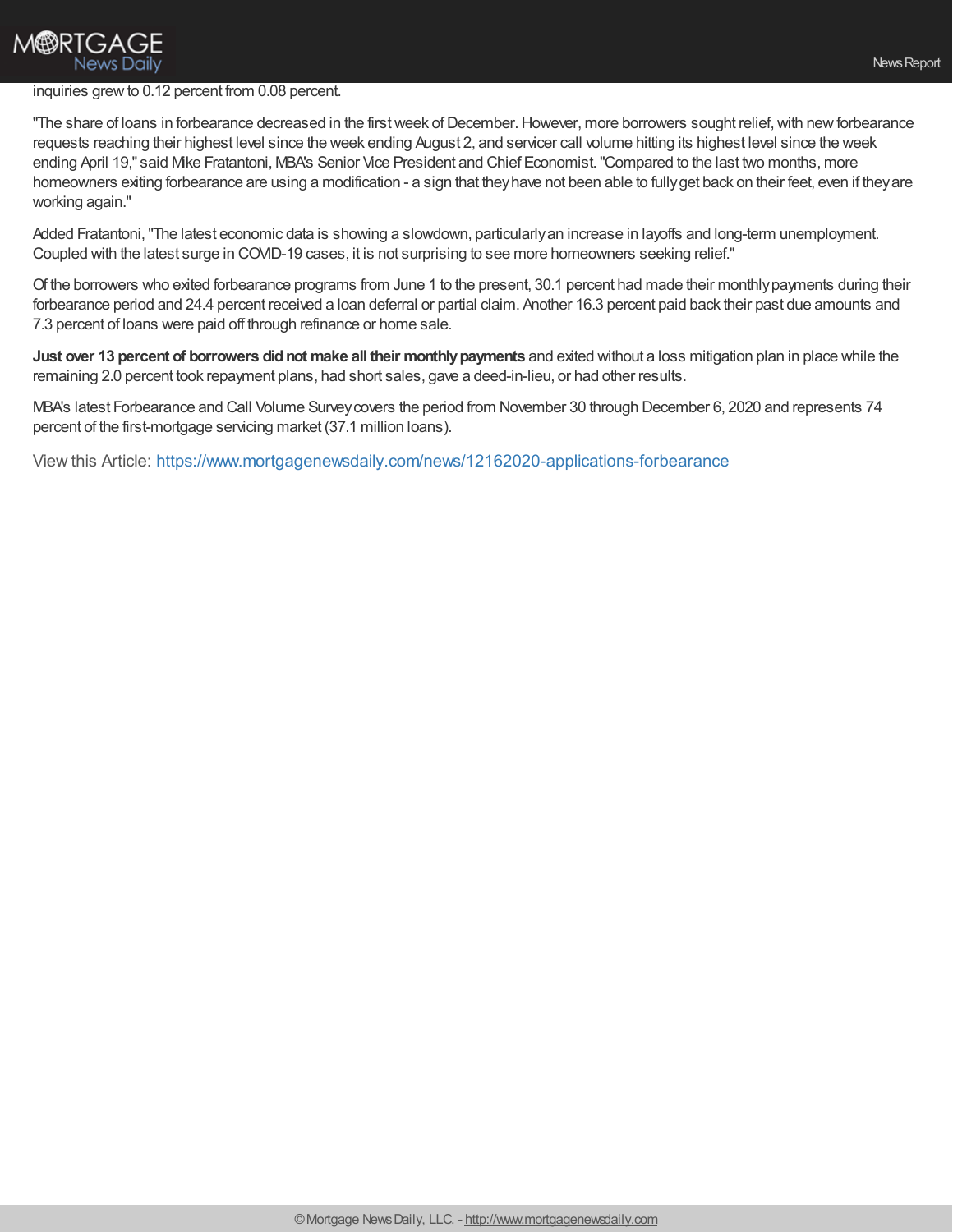inquiries grew to 0.12 percent from 0.08 percent.

"The share of loans in forbearance decreased in the first week of December. However, more borrowers sought relief, with new forbearance requests reaching their highest level since the week ending August 2, and servicer call volume hitting its highest level since the week ending April 19," said Mike Fratantoni, MBA's Senior Vice President and Chief Economist. "Compared to the last two months, more homeowners exiting forbearance are using a modification - a sign that they have not been able to fully get back on their feet, even if they are working again."

Added Fratantoni, "The latest economic data is showing a slowdown, particularly an increase in layoffs and long-term unemployment. Coupled with the latest surge in COVID-19 cases, it is not surprising to see more homeowners seeking relief."

Of the borrowers who exited forbearance programs from June 1 to the present, 30.1 percent had made their monthly payments during their forbearance period and 24.4 percent received a loan deferral or partial claim. Another 16.3 percent paid back their past due amounts and 7.3 percent of loans were paid off through refinance or home sale.

**Just over 13 percent of borrowers did not make all their monthly payments** and exited without a loss mitigation plan in place while the remaining 2.0 percent took repayment plans, had short sales, gave a deed-in-lieu, or had other results.

MBA's latest Forbearance and Call Volume Survey covers the period from November 30 through December 6, 2020 and represents 74 percent of the first-mortgage servicing market (37.1 million loans).

View this Article: https://www.mortgagenewsdaily.com/news/12162020-applications-forbearance